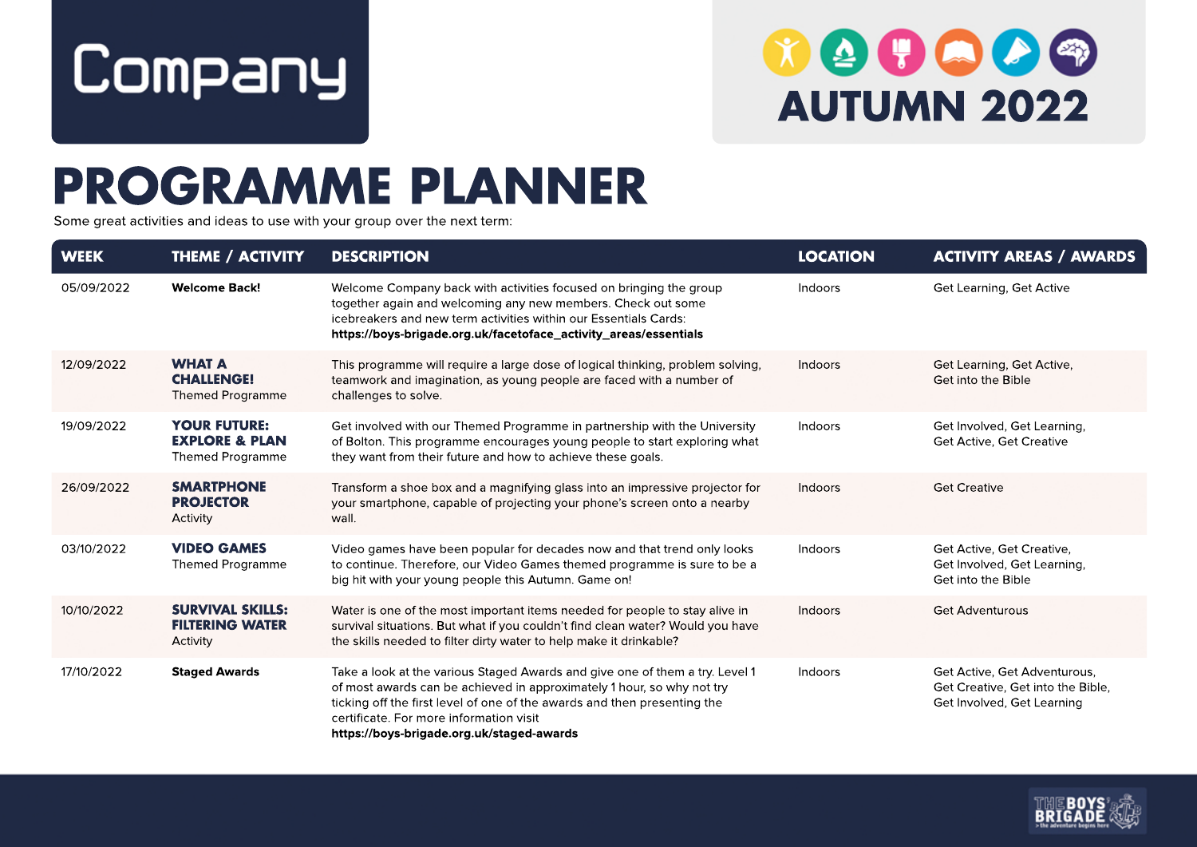# Company

## AUTUMN 2022

# PROGRAMME PLANNER

Some great activities and ideas to use with your group over the next term:

| WEEK | THEME / ACTIVITY | DESCRIPTION | LOCATION | ACTIVITY AREAS / AWARDS |
|---|---|---|---|---|
| 05/09/2022 | **Welcome Back!** | Welcome Company back with activities focused on bringing the group together again and welcoming any new members. Check out some icebreakers and new term activities within our Essentials Cards: **https://boys-brigade.org.uk/facetoface_activity_areas/essentials** | Indoors | Get Learning, Get Active |
| 12/09/2022 | **WHAT A CHALLENGE!** Themed Programme | This programme will require a large dose of logical thinking, problem solving, teamwork and imagination, as young people are faced with a number of challenges to solve. | Indoors | Get Learning, Get Active, Get into the Bible |
| 19/09/2022 | **YOUR FUTURE: EXPLORE & PLAN** Themed Programme | Get involved with our Themed Programme in partnership with the University of Bolton. This programme encourages young people to start exploring what they want from their future and how to achieve these goals. | Indoors | Get Involved, Get Learning, Get Active, Get Creative |
| 26/09/2022 | **SMARTPHONE PROJECTOR** Activity | Transform a shoe box and a magnifying glass into an impressive projector for your smartphone, capable of projecting your phone's screen onto a nearby wall. | Indoors | Get Creative |
| 03/10/2022 | **VIDEO GAMES** Themed Programme | Video games have been popular for decades now and that trend only looks to continue. Therefore, our Video Games themed programme is sure to be a big hit with your young people this Autumn. Game on! | Indoors | Get Active, Get Creative, Get Involved, Get Learning, Get into the Bible |
| 10/10/2022 | **SURVIVAL SKILLS: FILTERING WATER** Activity | Water is one of the most important items needed for people to stay alive in survival situations. But what if you couldn't find clean water? Would you have the skills needed to filter dirty water to help make it drinkable? | Indoors | Get Adventurous |
| 17/10/2022 | **Staged Awards** | Take a look at the various Staged Awards and give one of them a try. Level 1 of most awards can be achieved in approximately 1 hour, so why not try ticking off the first level of one of the awards and then presenting the certificate. For more information visit **https://boys-brigade.org.uk/staged-awards** | Indoors | Get Active, Get Adventurous, Get Creative, Get into the Bible, Get Involved, Get Learning |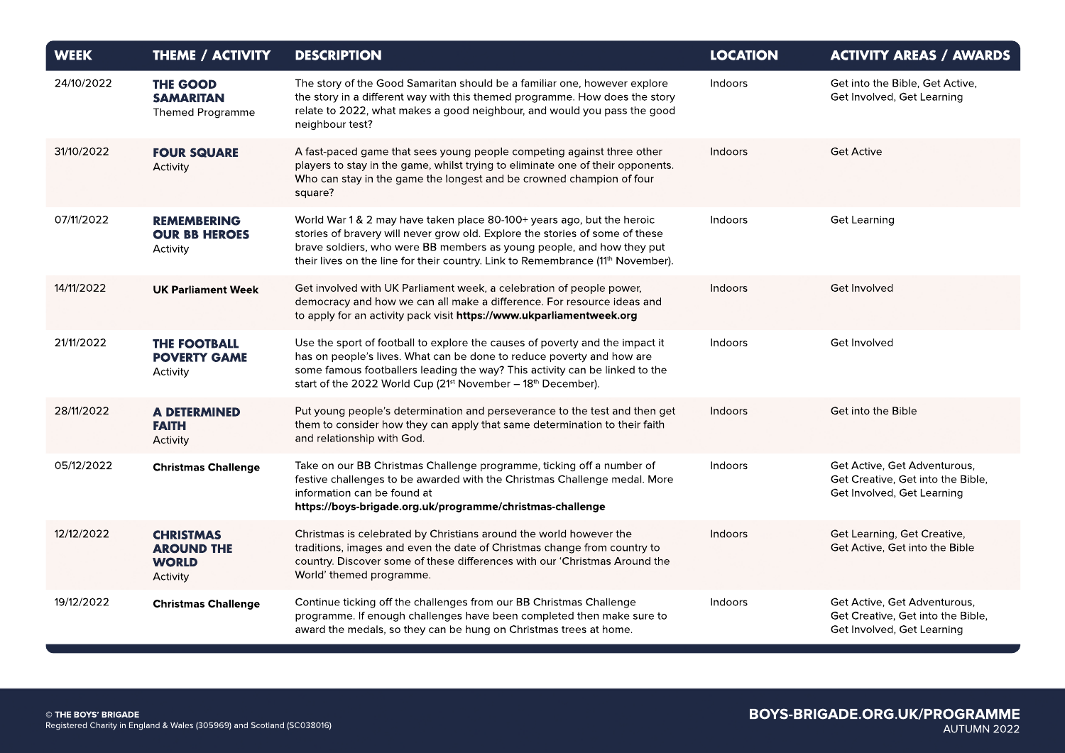| WEEK | THEME / ACTIVITY | DESCRIPTION | LOCATION | ACTIVITY AREAS / AWARDS |
|---|---|---|---|---|
| 24/10/2022 | **THE GOOD SAMARITAN** Themed Programme | The story of the Good Samaritan should be a familiar one, however explore the story in a different way with this themed programme. How does the story relate to 2022, what makes a good neighbour, and would you pass the good neighbour test? | Indoors | Get into the Bible, Get Active, Get Involved, Get Learning |
| 31/10/2022 | **FOUR SQUARE** Activity | A fast-paced game that sees young people competing against three other players to stay in the game, whilst trying to eliminate one of their opponents. Who can stay in the game the longest and be crowned champion of four square? | Indoors | Get Active |
| 07/11/2022 | **REMEMBERING OUR BB HEROES** Activity | World War 1 & 2 may have taken place 80-100+ years ago, but the heroic stories of bravery will never grow old. Explore the stories of some of these brave soldiers, who were BB members as young people, and how they put their lives on the line for their country. Link to Remembrance (11th November). | Indoors | Get Learning |
| 14/11/2022 | **UK Parliament Week** | Get involved with UK Parliament week, a celebration of people power, democracy and how we can all make a difference. For resource ideas and to apply for an activity pack visit **https://www.ukparliamentweek.org** | Indoors | Get Involved |
| 21/11/2022 | **THE FOOTBALL POVERTY GAME** Activity | Use the sport of football to explore the causes of poverty and the impact it has on people's lives. What can be done to reduce poverty and how are some famous footballers leading the way? This activity can be linked to the start of the 2022 World Cup (21st November – 18th December). | Indoors | Get Involved |
| 28/11/2022 | **A DETERMINED FAITH** Activity | Put young people's determination and perseverance to the test and then get them to consider how they can apply that same determination to their faith and relationship with God. | Indoors | Get into the Bible |
| 05/12/2022 | **Christmas Challenge** | Take on our BB Christmas Challenge programme, ticking off a number of festive challenges to be awarded with the Christmas Challenge medal. More information can be found at **https://boys-brigade.org.uk/programme/christmas-challenge** | Indoors | Get Active, Get Adventurous, Get Creative, Get into the Bible, Get Involved, Get Learning |
| 12/12/2022 | **CHRISTMAS AROUND THE WORLD** Activity | Christmas is celebrated by Christians around the world however the traditions, images and even the date of Christmas change from country to country. Discover some of these differences with our 'Christmas Around the World' themed programme. | Indoors | Get Learning, Get Creative, Get Active, Get into the Bible |
| 19/12/2022 | **Christmas Challenge** | Continue ticking off the challenges from our BB Christmas Challenge programme. If enough challenges have been completed then make sure to award the medals, so they can be hung on Christmas trees at home. | Indoors | Get Active, Get Adventurous, Get Creative, Get into the Bible, Get Involved, Get Learning |

© THE BOYS' BRIGADE
Registered Charity in England & Wales (305969) and Scotland (SC038016)

**BOYS-BRIGADE.ORG.UK/PROGRAMME**
AUTUMN 2022